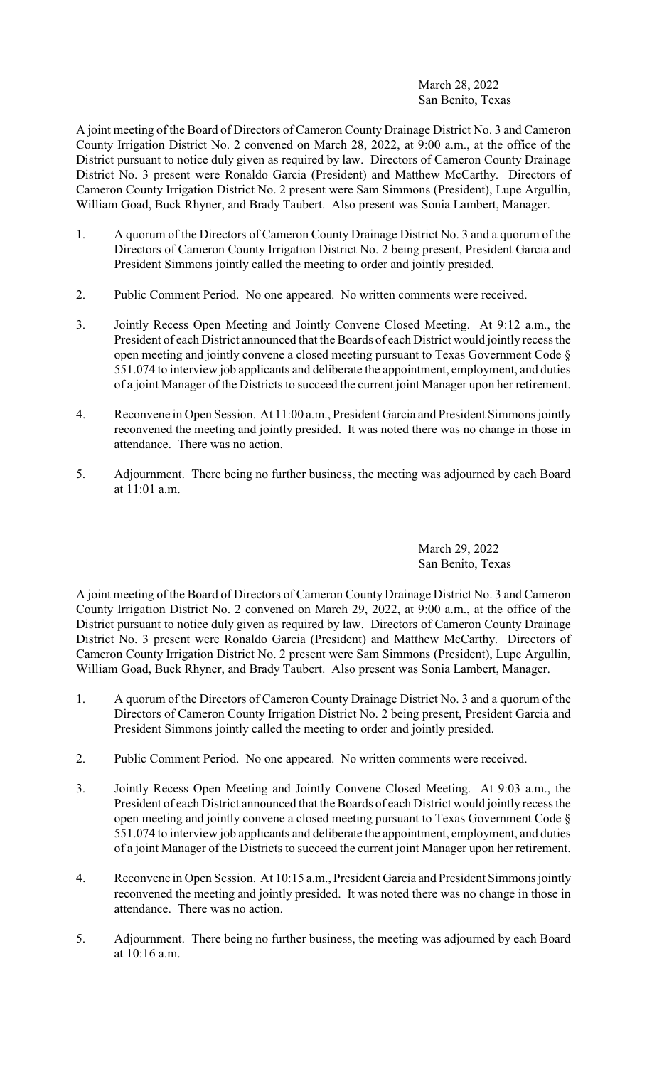March 28, 2022
San Benito, Texas

A joint meeting of the Board of Directors of Cameron County Drainage District No. 3 and Cameron County Irrigation District No. 2 convened on March 28, 2022, at 9:00 a.m., at the office of the District pursuant to notice duly given as required by law. Directors of Cameron County Drainage District No. 3 present were Ronaldo Garcia (President) and Matthew McCarthy. Directors of Cameron County Irrigation District No. 2 present were Sam Simmons (President), Lupe Argullin, William Goad, Buck Rhyner, and Brady Taubert. Also present was Sonia Lambert, Manager.

1. A quorum of the Directors of Cameron County Drainage District No. 3 and a quorum of the Directors of Cameron County Irrigation District No. 2 being present, President Garcia and President Simmons jointly called the meeting to order and jointly presided.

2. Public Comment Period. No one appeared. No written comments were received.

3. Jointly Recess Open Meeting and Jointly Convene Closed Meeting. At 9:12 a.m., the President of each District announced that the Boards of each District would jointly recess the open meeting and jointly convene a closed meeting pursuant to Texas Government Code § 551.074 to interview job applicants and deliberate the appointment, employment, and duties of a joint Manager of the Districts to succeed the current joint Manager upon her retirement.

4. Reconvene in Open Session. At 11:00 a.m., President Garcia and President Simmons jointly reconvened the meeting and jointly presided. It was noted there was no change in those in attendance. There was no action.

5. Adjournment. There being no further business, the meeting was adjourned by each Board at 11:01 a.m.

March 29, 2022
San Benito, Texas

A joint meeting of the Board of Directors of Cameron County Drainage District No. 3 and Cameron County Irrigation District No. 2 convened on March 29, 2022, at 9:00 a.m., at the office of the District pursuant to notice duly given as required by law. Directors of Cameron County Drainage District No. 3 present were Ronaldo Garcia (President) and Matthew McCarthy. Directors of Cameron County Irrigation District No. 2 present were Sam Simmons (President), Lupe Argullin, William Goad, Buck Rhyner, and Brady Taubert. Also present was Sonia Lambert, Manager.

1. A quorum of the Directors of Cameron County Drainage District No. 3 and a quorum of the Directors of Cameron County Irrigation District No. 2 being present, President Garcia and President Simmons jointly called the meeting to order and jointly presided.

2. Public Comment Period. No one appeared. No written comments were received.

3. Jointly Recess Open Meeting and Jointly Convene Closed Meeting. At 9:03 a.m., the President of each District announced that the Boards of each District would jointly recess the open meeting and jointly convene a closed meeting pursuant to Texas Government Code § 551.074 to interview job applicants and deliberate the appointment, employment, and duties of a joint Manager of the Districts to succeed the current joint Manager upon her retirement.

4. Reconvene in Open Session. At 10:15 a.m., President Garcia and President Simmons jointly reconvened the meeting and jointly presided. It was noted there was no change in those in attendance. There was no action.

5. Adjournment. There being no further business, the meeting was adjourned by each Board at 10:16 a.m.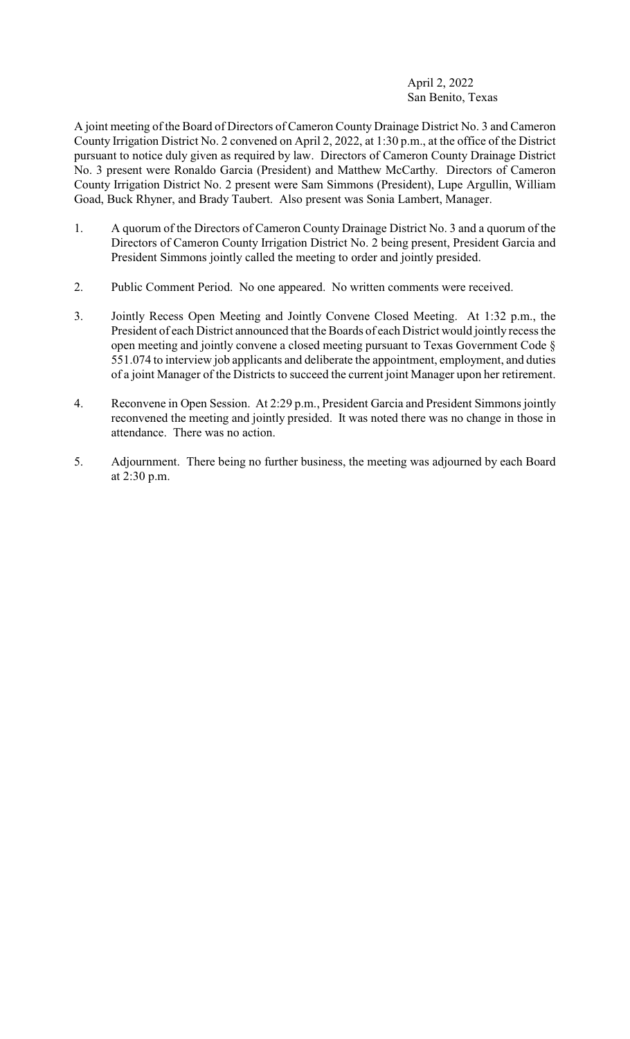April 2, 2022
San Benito, Texas

A joint meeting of the Board of Directors of Cameron County Drainage District No. 3 and Cameron County Irrigation District No. 2 convened on April 2, 2022, at 1:30 p.m., at the office of the District pursuant to notice duly given as required by law. Directors of Cameron County Drainage District No. 3 present were Ronaldo Garcia (President) and Matthew McCarthy. Directors of Cameron County Irrigation District No. 2 present were Sam Simmons (President), Lupe Argullin, William Goad, Buck Rhyner, and Brady Taubert. Also present was Sonia Lambert, Manager.

1. A quorum of the Directors of Cameron County Drainage District No. 3 and a quorum of the Directors of Cameron County Irrigation District No. 2 being present, President Garcia and President Simmons jointly called the meeting to order and jointly presided.

2. Public Comment Period. No one appeared. No written comments were received.

3. Jointly Recess Open Meeting and Jointly Convene Closed Meeting. At 1:32 p.m., the President of each District announced that the Boards of each District would jointly recess the open meeting and jointly convene a closed meeting pursuant to Texas Government Code § 551.074 to interview job applicants and deliberate the appointment, employment, and duties of a joint Manager of the Districts to succeed the current joint Manager upon her retirement.

4. Reconvene in Open Session. At 2:29 p.m., President Garcia and President Simmons jointly reconvened the meeting and jointly presided. It was noted there was no change in those in attendance. There was no action.

5. Adjournment. There being no further business, the meeting was adjourned by each Board at 2:30 p.m.